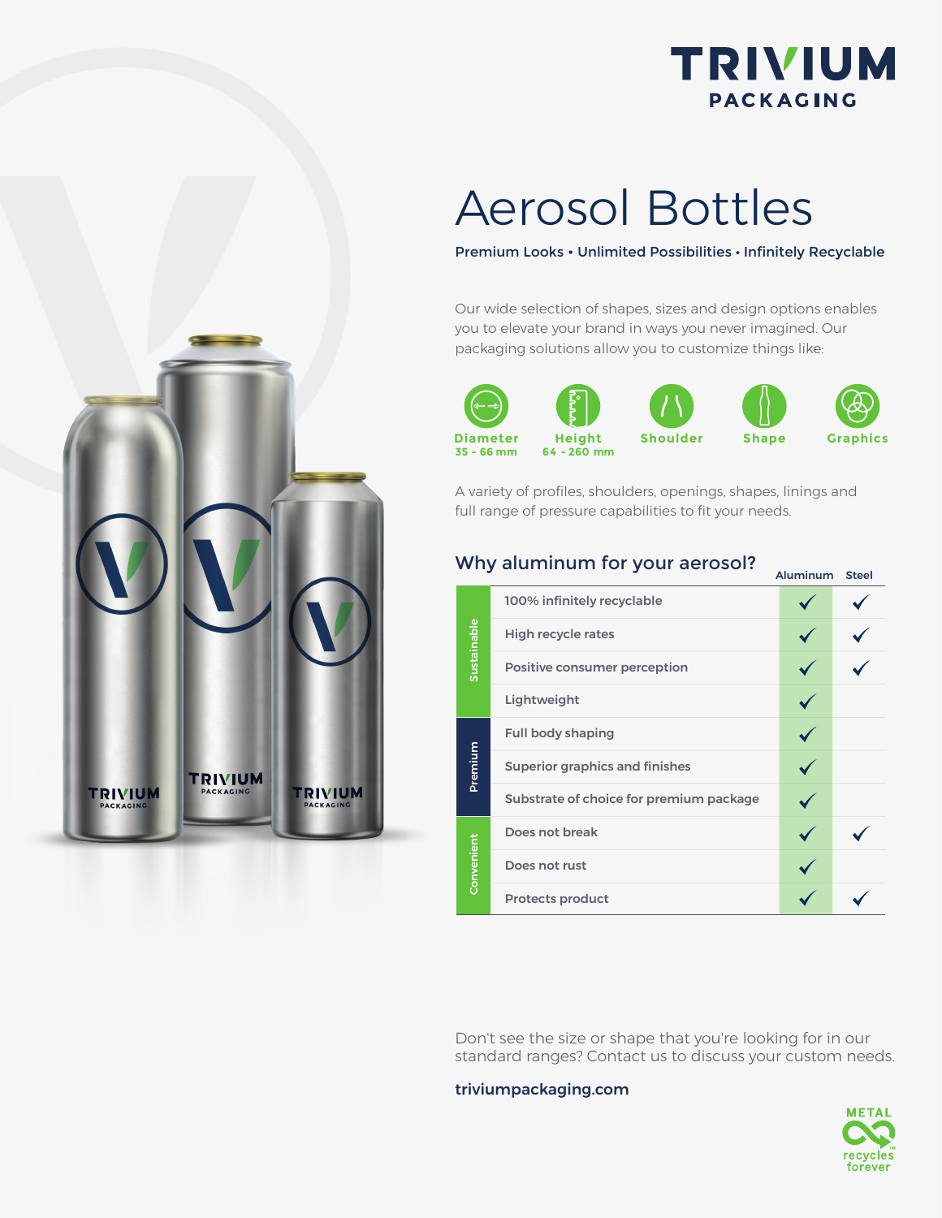TRIVIUM PACKAGING

# Aerosol Bottles

**Premium Looks • Unlimited Possibilities • Infinitely Recyclable**

Our wide selection of shapes, sizes and design options enables you to elevate your brand in ways you never imagined. Our packaging solutions allow you to customize things like:

- **Diameter** 35 - 66 mm
- **Height** 64 - 260 mm
- **Shoulder**
- **Shape**
- **Graphics**

A variety of profiles, shoulders, openings, shapes, linings and full range of pressure capabilities to fit your needs.

## Why aluminum for your aerosol?

| | | Aluminum | Steel |
|---|---|---|---|
| Sustainable | 100% infinitely recyclable | ✓ | ✓ |
| | High recycle rates | ✓ | ✓ |
| | Positive consumer perception | ✓ | ✓ |
| | Lightweight | ✓ | |
| Premium | Full body shaping | ✓ | |
| | Superior graphics and finishes | ✓ | |
| | Substrate of choice for premium package | ✓ | |
| Convenient | Does not break | ✓ | ✓ |
| | Does not rust | ✓ | |
| | Protects product | ✓ | ✓ |

Don't see the size or shape that you're looking for in our standard ranges? Contact us to discuss your custom needs.

**triviumpackaging.com**

METAL recycles forever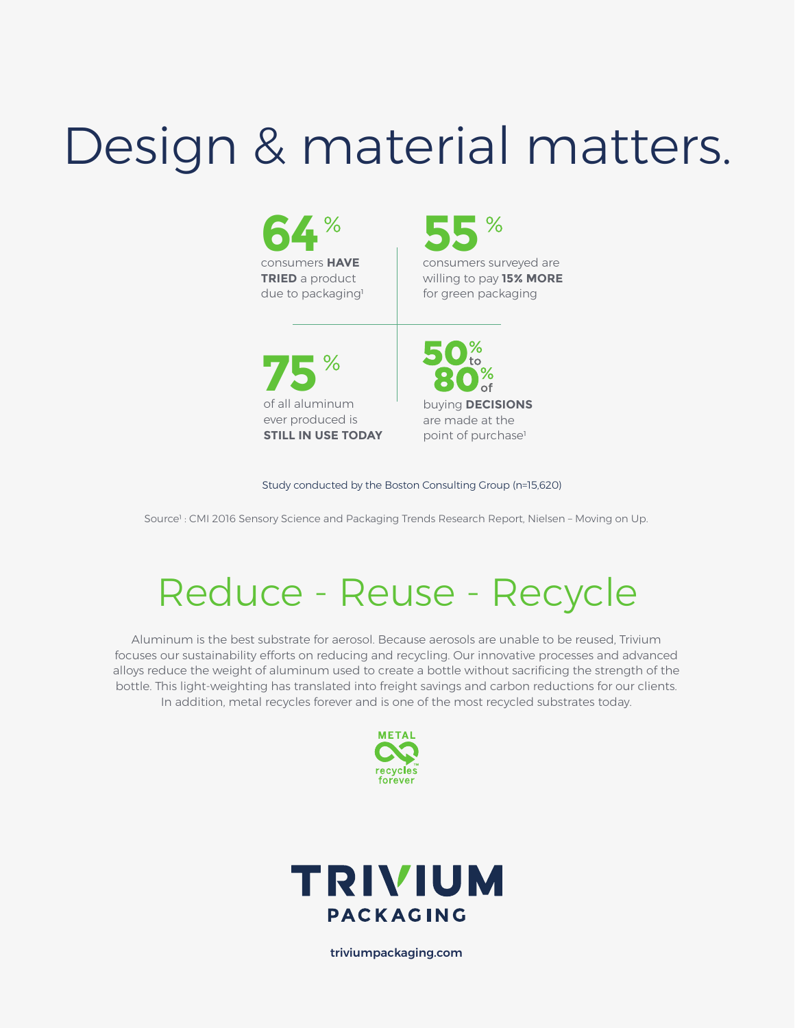# Design & material matters.

**64%**
consumers **HAVE TRIED** a product due to packaging[1]

**55%**
consumers surveyed are willing to pay **15% MORE** for green packaging

**75%**
of all aluminum ever produced is **STILL IN USE TODAY**

**50% to 80% of**
buying **DECISIONS** are made at the point of purchase[1]

Study conducted by the Boston Consulting Group (n=15,620)

Source[1] : CMI 2016 Sensory Science and Packaging Trends Research Report, Nielsen – Moving on Up.

## Reduce - Reuse - Recycle

Aluminum is the best substrate for aerosol. Because aerosols are unable to be reused, Trivium focuses our sustainability efforts on reducing and recycling. Our innovative processes and advanced alloys reduce the weight of aluminum used to create a bottle without sacrificing the strength of the bottle. This light-weighting has translated into freight savings and carbon reductions for our clients. In addition, metal recycles forever and is one of the most recycled substrates today.

METAL recycles forever™

TRIVIUM PACKAGING

triviumpackaging.com